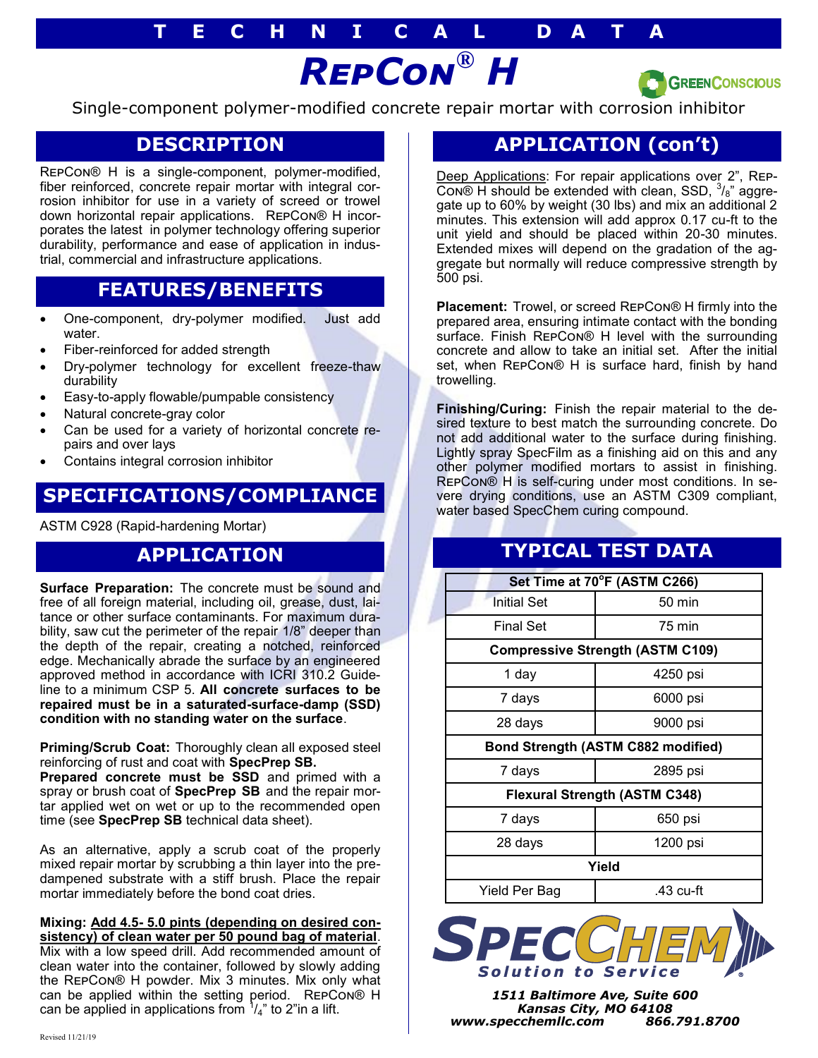# TECHNICAL DATA

# REPCON® H

GREENCONSCIOUS

Single-component polymer-modified concrete repair mortar with corrosion inhibitor

## DESCRIPTION

REPCON® H is a single-component, polymer-modified, fiber reinforced, concrete repair mortar with integral corrosion inhibitor for use in a variety of screed or trowel down horizontal repair applications. REPCON® H incorporates the latest in polymer technology offering superior durability, performance and ease of application in industrial, commercial and infrastructure applications.

## FEATURES/BENEFITS

- One-component, dry-polymer modified. Just add water.
- Fiber-reinforced for added strength
- Dry-polymer technology for excellent freeze-thaw durability
- Easy-to-apply flowable/pumpable consistency
- Natural concrete-gray color
- Can be used for a variety of horizontal concrete repairs and over lays
- Contains integral corrosion inhibitor

## SPECIFICATIONS/COMPLIANCE

ASTM C928 (Rapid-hardening Mortar)

## APPLICATION

**Surface Preparation:** The concrete must be sound and free of all foreign material, including oil, grease, dust, laitance or other surface contaminants. For maximum durability, saw cut the perimeter of the repair 1/8" deeper than the depth of the repair, creating a notched, reinforced edge. Mechanically abrade the surface by an engineered approved method in accordance with ICRI 310.2 Guideline to a minimum CSP 5. **All concrete surfaces to be repaired must be in a saturated-surface-damp (SSD) condition with no standing water on the surface**.

**Priming/Scrub Coat:** Thoroughly clean all exposed steel reinforcing of rust and coat with **SpecPrep SB.**
**Prepared concrete must be SSD** and primed with a spray or brush coat of **SpecPrep SB** and the repair mortar applied wet on wet or up to the recommended open time (see **SpecPrep SB** technical data sheet).

As an alternative, apply a scrub coat of the properly mixed repair mortar by scrubbing a thin layer into the predampened substrate with a stiff brush. Place the repair mortar immediately before the bond coat dries.

**Mixing:** Add 4.5- 5.0 pints (depending on desired consistency) of clean water per 50 pound bag of material. Mix with a low speed drill. Add recommended amount of clean water into the container, followed by slowly adding the REPCON® H powder. Mix 3 minutes. Mix only what can be applied within the setting period. REPCON® H can be applied in applications from 1/4" to 2"in a lift.

## APPLICATION (con't)

Deep Applications: For repair applications over 2", REPCON® H should be extended with clean, SSD, 3/8" aggregate up to 60% by weight (30 lbs) and mix an additional 2 minutes. This extension will add approx 0.17 cu-ft to the unit yield and should be placed within 20-30 minutes. Extended mixes will depend on the gradation of the aggregate but normally will reduce compressive strength by 500 psi.

**Placement:** Trowel, or screed REPCON® H firmly into the prepared area, ensuring intimate contact with the bonding surface. Finish REPCON® H level with the surrounding concrete and allow to take an initial set. After the initial set, when REPCON® H is surface hard, finish by hand trowelling.

**Finishing/Curing:** Finish the repair material to the desired texture to best match the surrounding concrete. Do not add additional water to the surface during finishing. Lightly spray SpecFilm as a finishing aid on this and any other polymer modified mortars to assist in finishing. REPCON® H is self-curing under most conditions. In severe drying conditions, use an ASTM C309 compliant, water based SpecChem curing compound.

## TYPICAL TEST DATA

| | |
|---|---|
| **Set Time at 70°F (ASTM C266)** | |
| Initial Set | 50 min |
| Final Set | 75 min |
| **Compressive Strength (ASTM C109)** | |
| 1 day | 4250 psi |
| 7 days | 6000 psi |
| 28 days | 9000 psi |
| **Bond Strength (ASTM C882 modified)** | |
| 7 days | 2895 psi |
| **Flexural Strength (ASTM C348)** | |
| 7 days | 650 psi |
| 28 days | 1200 psi |
| **Yield** | |
| Yield Per Bag | .43 cu-ft |

SPECCHEM®
Solution to Service

1511 Baltimore Ave, Suite 600
Kansas City, MO 64108
www.specchemllc.com 866.791.8700

Revised 11/21/19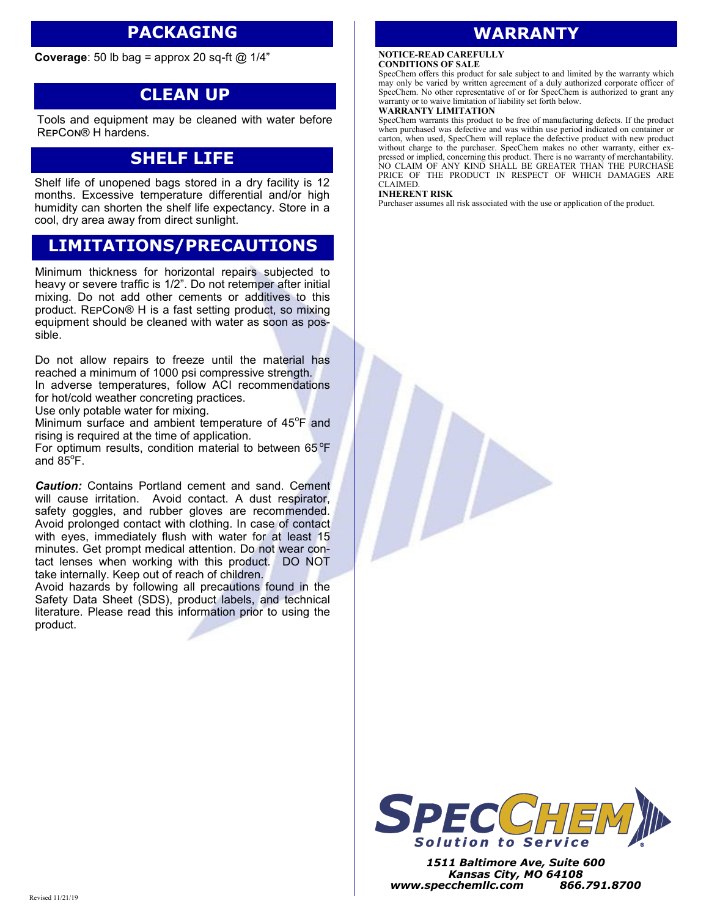## PACKAGING

**Coverage**: 50 lb bag = approx 20 sq-ft @ 1/4"

## CLEAN UP

Tools and equipment may be cleaned with water before RepCon® H hardens.

## SHELF LIFE

Shelf life of unopened bags stored in a dry facility is 12 months. Excessive temperature differential and/or high humidity can shorten the shelf life expectancy. Store in a cool, dry area away from direct sunlight.

## LIMITATIONS/PRECAUTIONS

Minimum thickness for horizontal repairs subjected to heavy or severe traffic is 1/2". Do not retemper after initial mixing. Do not add other cements or additives to this product. RepCon® H is a fast setting product, so mixing equipment should be cleaned with water as soon as possible.

Do not allow repairs to freeze until the material has reached a minimum of 1000 psi compressive strength.
In adverse temperatures, follow ACI recommendations for hot/cold weather concreting practices.
Use only potable water for mixing.
Minimum surface and ambient temperature of 45°F and rising is required at the time of application.
For optimum results, condition material to between 65°F and 85°F.

***Caution:*** Contains Portland cement and sand. Cement will cause irritation. Avoid contact. A dust respirator, safety goggles, and rubber gloves are recommended. Avoid prolonged contact with clothing. In case of contact with eyes, immediately flush with water for at least 15 minutes. Get prompt medical attention. Do not wear contact lenses when working with this product. DO NOT take internally. Keep out of reach of children.
Avoid hazards by following all precautions found in the Safety Data Sheet (SDS), product labels, and technical literature. Please read this information prior to using the product.

## WARRANTY

**NOTICE-READ CAREFULLY**
**CONDITIONS OF SALE**
SpecChem offers this product for sale subject to and limited by the warranty which may only be varied by written agreement of a duly authorized corporate officer of SpecChem. No other representative of or for SpecChem is authorized to grant any warranty or to waive limitation of liability set forth below.
**WARRANTY LIMITATION**
SpecChem warrants this product to be free of manufacturing defects. If the product when purchased was defective and was within use period indicated on container or carton, when used, SpecChem will replace the defective product with new product without charge to the purchaser. SpecChem makes no other warranty, either expressed or implied, concerning this product. There is no warranty of merchantability. NO CLAIM OF ANY KIND SHALL BE GREATER THAN THE PURCHASE PRICE OF THE PRODUCT IN RESPECT OF WHICH DAMAGES ARE CLAIMED.
**INHERENT RISK**
Purchaser assumes all risk associated with the use or application of the product.

SpecChem
*Solution to Service*

***1511 Baltimore Ave, Suite 600***
***Kansas City, MO 64108***
***www.specchemllc.com 866.791.8700***

Revised 11/21/19